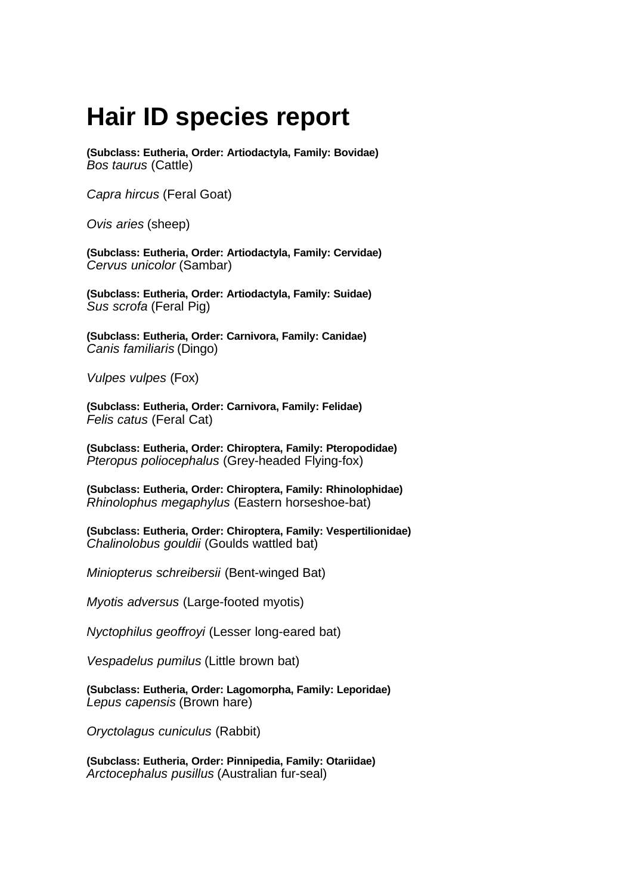# Hair ID species report

**(Subclass: Eutheria, Order: Artiodactyla, Family: Bovidae)**
*Bos taurus* (Cattle)

*Capra hircus* (Feral Goat)

*Ovis aries* (sheep)

**(Subclass: Eutheria, Order: Artiodactyla, Family: Cervidae)**
*Cervus unicolor* (Sambar)

**(Subclass: Eutheria, Order: Artiodactyla, Family: Suidae)**
*Sus scrofa* (Feral Pig)

**(Subclass: Eutheria, Order: Carnivora, Family: Canidae)**
*Canis familiaris* (Dingo)

*Vulpes vulpes* (Fox)

**(Subclass: Eutheria, Order: Carnivora, Family: Felidae)**
*Felis catus* (Feral Cat)

**(Subclass: Eutheria, Order: Chiroptera, Family: Pteropodidae)**
*Pteropus poliocephalus* (Grey-headed Flying-fox)

**(Subclass: Eutheria, Order: Chiroptera, Family: Rhinolophidae)**
*Rhinolophus megaphylus* (Eastern horseshoe-bat)

**(Subclass: Eutheria, Order: Chiroptera, Family: Vespertilionidae)**
*Chalinolobus gouldii* (Goulds wattled bat)

*Miniopterus schreibersii* (Bent-winged Bat)

*Myotis adversus* (Large-footed myotis)

*Nyctophilus geoffroyi* (Lesser long-eared bat)

*Vespadelus pumilus* (Little brown bat)

**(Subclass: Eutheria, Order: Lagomorpha, Family: Leporidae)**
*Lepus capensis* (Brown hare)

*Oryctolagus cuniculus* (Rabbit)

**(Subclass: Eutheria, Order: Pinnipedia, Family: Otariidae)**
*Arctocephalus pusillus* (Australian fur-seal)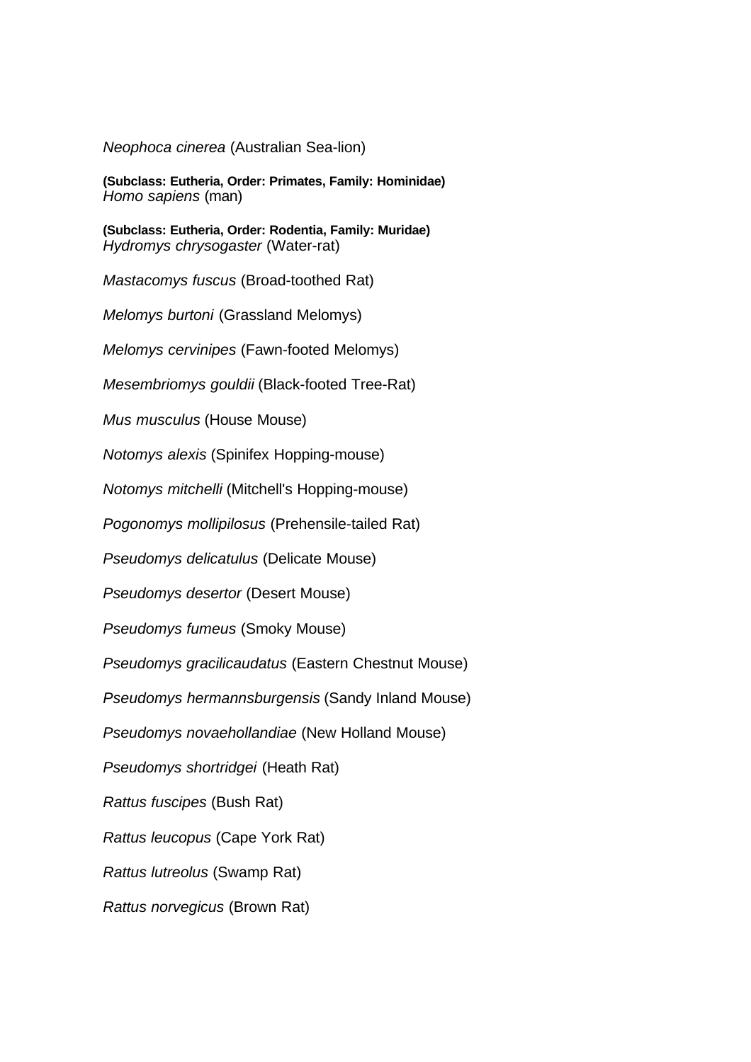*Neophoca cinerea* (Australian Sea-lion)

**(Subclass: Eutheria, Order: Primates, Family: Hominidae)**
*Homo sapiens* (man)

**(Subclass: Eutheria, Order: Rodentia, Family: Muridae)**
*Hydromys chrysogaster* (Water-rat)

*Mastacomys fuscus* (Broad-toothed Rat)

*Melomys burtoni* (Grassland Melomys)

*Melomys cervinipes* (Fawn-footed Melomys)

*Mesembriomys gouldii* (Black-footed Tree-Rat)

*Mus musculus* (House Mouse)

*Notomys alexis* (Spinifex Hopping-mouse)

*Notomys mitchelli* (Mitchell's Hopping-mouse)

*Pogonomys mollipilosus* (Prehensile-tailed Rat)

*Pseudomys delicatulus* (Delicate Mouse)

*Pseudomys desertor* (Desert Mouse)

*Pseudomys fumeus* (Smoky Mouse)

*Pseudomys gracilicaudatus* (Eastern Chestnut Mouse)

*Pseudomys hermannsburgensis* (Sandy Inland Mouse)

*Pseudomys novaehollandiae* (New Holland Mouse)

*Pseudomys shortridgei* (Heath Rat)

*Rattus fuscipes* (Bush Rat)

*Rattus leucopus* (Cape York Rat)

*Rattus lutreolus* (Swamp Rat)

*Rattus norvegicus* (Brown Rat)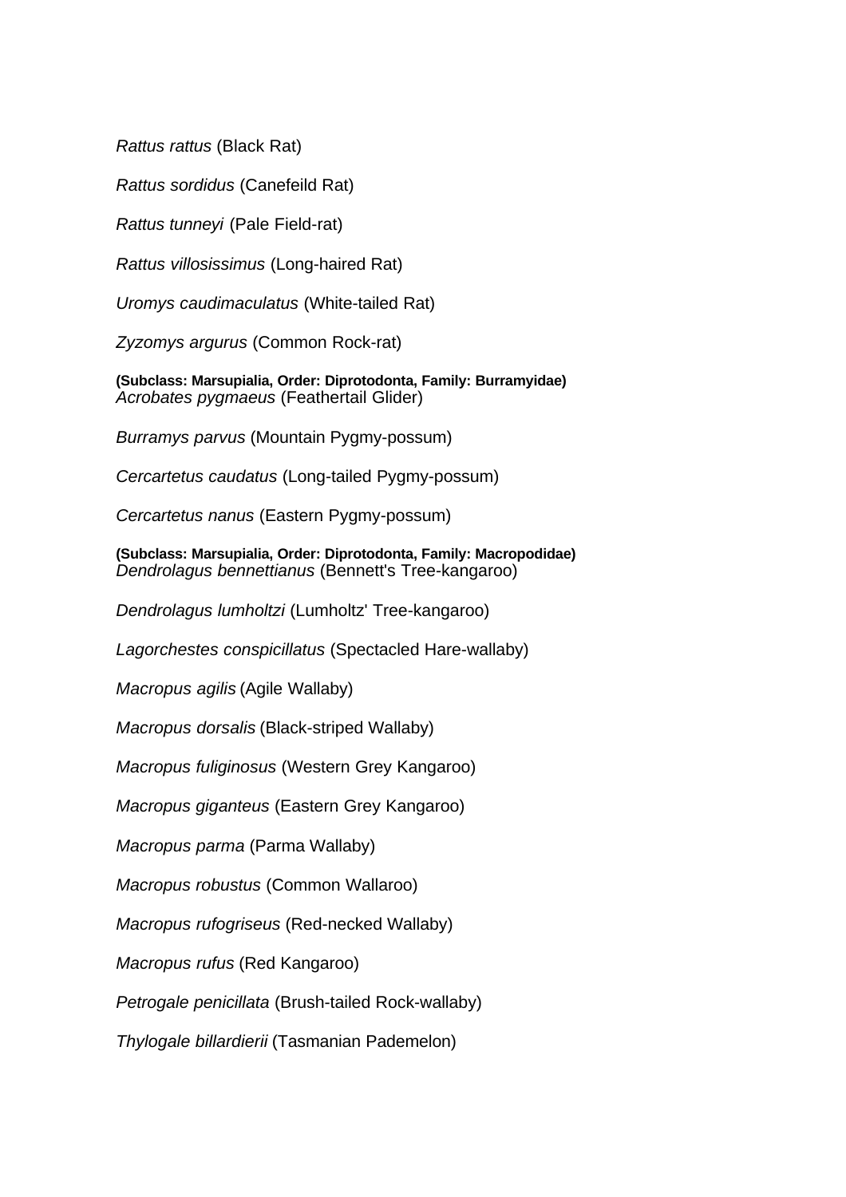*Rattus rattus* (Black Rat)

*Rattus sordidus* (Canefeild Rat)

*Rattus tunneyi* (Pale Field-rat)

*Rattus villosissimus* (Long-haired Rat)

*Uromys caudimaculatus* (White-tailed Rat)

*Zyzomys argurus* (Common Rock-rat)

**(Subclass: Marsupialia, Order: Diprotodonta, Family: Burramyidae)**
*Acrobates pygmaeus* (Feathertail Glider)

*Burramys parvus* (Mountain Pygmy-possum)

*Cercartetus caudatus* (Long-tailed Pygmy-possum)

*Cercartetus nanus* (Eastern Pygmy-possum)

**(Subclass: Marsupialia, Order: Diprotodonta, Family: Macropodidae)**
*Dendrolagus bennettianus* (Bennett's Tree-kangaroo)

*Dendrolagus lumholtzi* (Lumholtz' Tree-kangaroo)

*Lagorchestes conspicillatus* (Spectacled Hare-wallaby)

*Macropus agilis* (Agile Wallaby)

*Macropus dorsalis* (Black-striped Wallaby)

*Macropus fuliginosus* (Western Grey Kangaroo)

*Macropus giganteus* (Eastern Grey Kangaroo)

*Macropus parma* (Parma Wallaby)

*Macropus robustus* (Common Wallaroo)

*Macropus rufogriseus* (Red-necked Wallaby)

*Macropus rufus* (Red Kangaroo)

*Petrogale penicillata* (Brush-tailed Rock-wallaby)

*Thylogale billardierii* (Tasmanian Pademelon)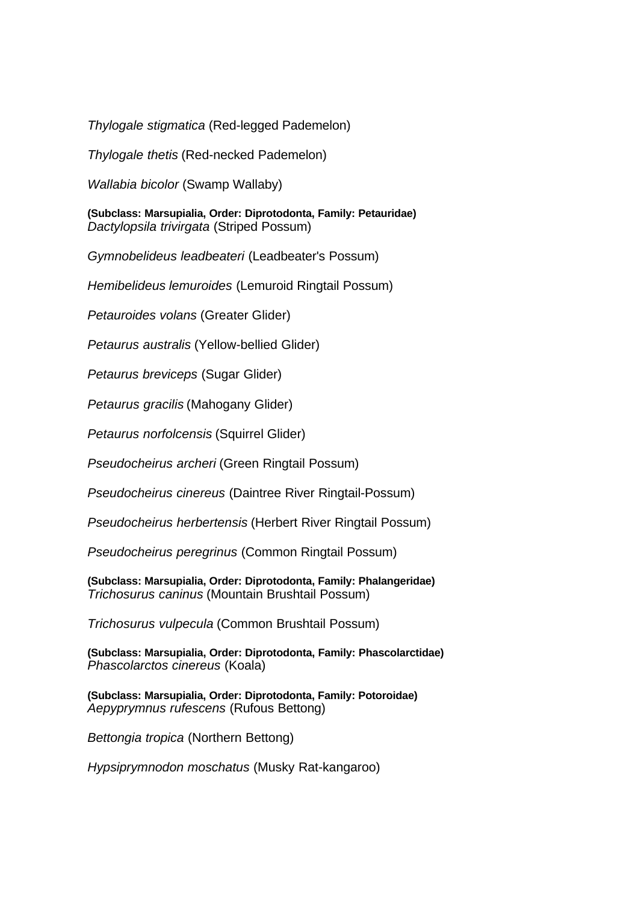*Thylogale stigmatica* (Red-legged Pademelon)

*Thylogale thetis* (Red-necked Pademelon)

*Wallabia bicolor* (Swamp Wallaby)

**(Subclass: Marsupialia, Order: Diprotodonta, Family: Petauridae)**
*Dactylopsila trivirgata* (Striped Possum)

*Gymnobelideus leadbeateri* (Leadbeater's Possum)

*Hemibelideus lemuroides* (Lemuroid Ringtail Possum)

*Petauroides volans* (Greater Glider)

*Petaurus australis* (Yellow-bellied Glider)

*Petaurus breviceps* (Sugar Glider)

*Petaurus gracilis* (Mahogany Glider)

*Petaurus norfolcensis* (Squirrel Glider)

*Pseudocheirus archeri* (Green Ringtail Possum)

*Pseudocheirus cinereus* (Daintree River Ringtail-Possum)

*Pseudocheirus herbertensis* (Herbert River Ringtail Possum)

*Pseudocheirus peregrinus* (Common Ringtail Possum)

**(Subclass: Marsupialia, Order: Diprotodonta, Family: Phalangeridae)**
*Trichosurus caninus* (Mountain Brushtail Possum)

*Trichosurus vulpecula* (Common Brushtail Possum)

**(Subclass: Marsupialia, Order: Diprotodonta, Family: Phascolarctidae)**
*Phascolarctos cinereus* (Koala)

**(Subclass: Marsupialia, Order: Diprotodonta, Family: Potoroidae)**
*Aepyprymnus rufescens* (Rufous Bettong)

*Bettongia tropica* (Northern Bettong)

*Hypsiprymnodon moschatus* (Musky Rat-kangaroo)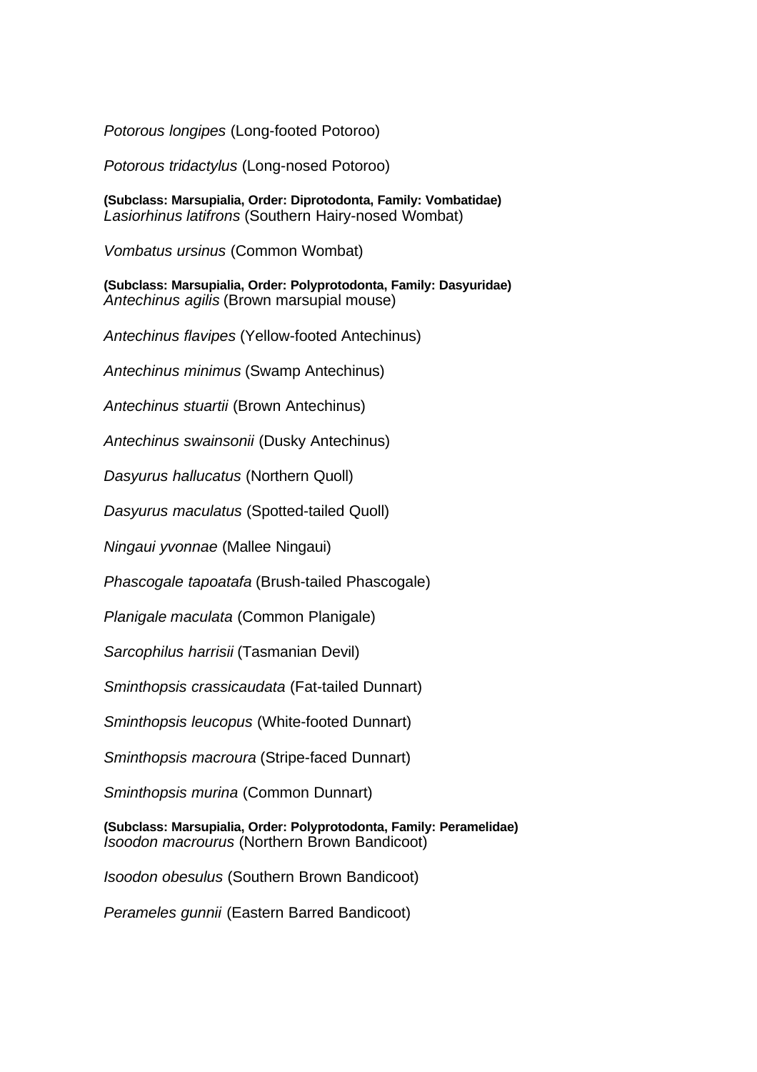*Potorous longipes* (Long-footed Potoroo)

*Potorous tridactylus* (Long-nosed Potoroo)

**(Subclass: Marsupialia, Order: Diprotodonta, Family: Vombatidae)**
*Lasiorhinus latifrons* (Southern Hairy-nosed Wombat)

*Vombatus ursinus* (Common Wombat)

**(Subclass: Marsupialia, Order: Polyprotodonta, Family: Dasyuridae)**
*Antechinus agilis* (Brown marsupial mouse)

*Antechinus flavipes* (Yellow-footed Antechinus)

*Antechinus minimus* (Swamp Antechinus)

*Antechinus stuartii* (Brown Antechinus)

*Antechinus swainsonii* (Dusky Antechinus)

*Dasyurus hallucatus* (Northern Quoll)

*Dasyurus maculatus* (Spotted-tailed Quoll)

*Ningaui yvonnae* (Mallee Ningaui)

*Phascogale tapoatafa* (Brush-tailed Phascogale)

*Planigale maculata* (Common Planigale)

*Sarcophilus harrisii* (Tasmanian Devil)

*Sminthopsis crassicaudata* (Fat-tailed Dunnart)

*Sminthopsis leucopus* (White-footed Dunnart)

*Sminthopsis macroura* (Stripe-faced Dunnart)

*Sminthopsis murina* (Common Dunnart)

**(Subclass: Marsupialia, Order: Polyprotodonta, Family: Peramelidae)**
*Isoodon macrourus* (Northern Brown Bandicoot)

*Isoodon obesulus* (Southern Brown Bandicoot)

*Perameles gunnii* (Eastern Barred Bandicoot)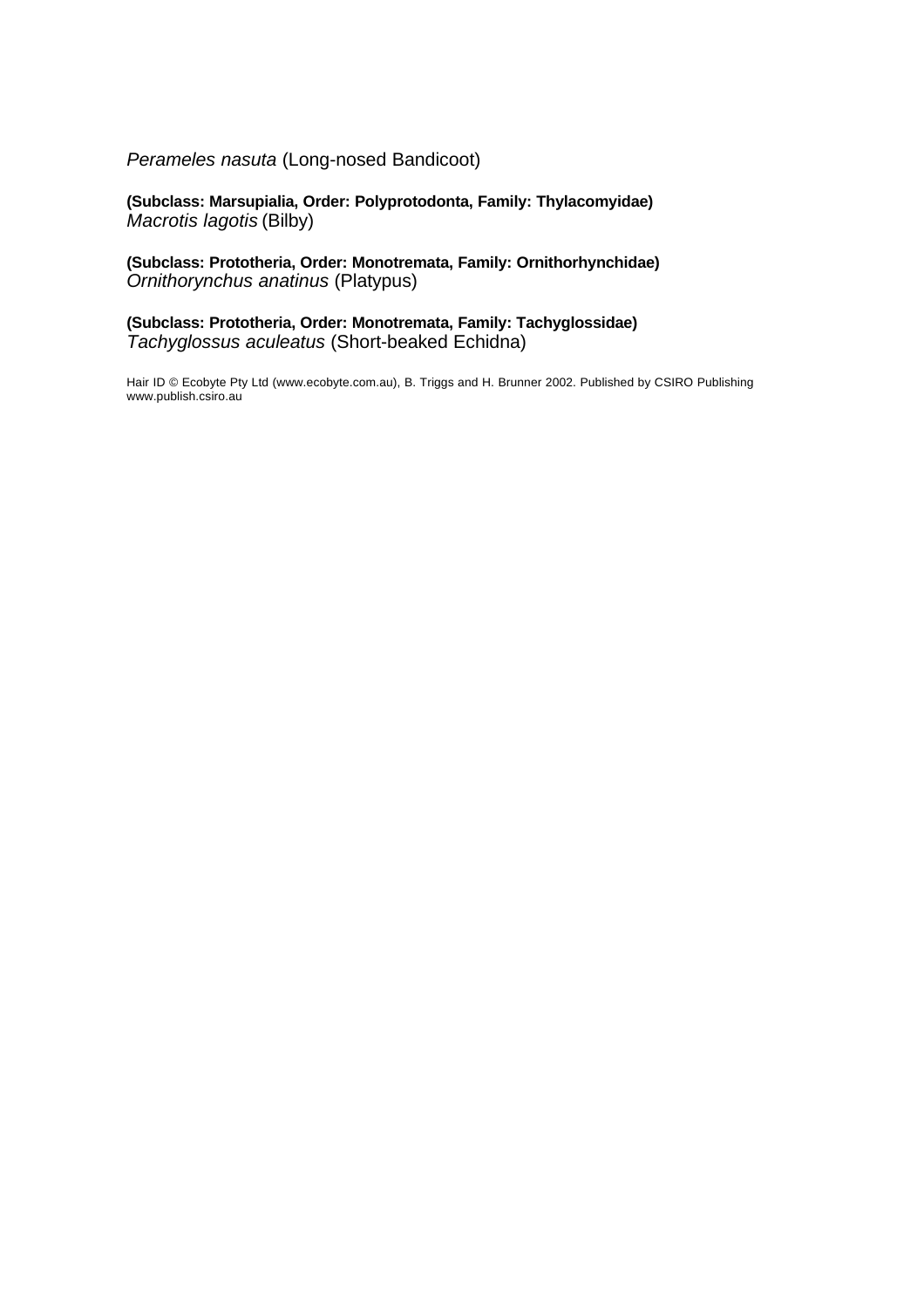*Perameles nasuta* (Long-nosed Bandicoot)

**(Subclass: Marsupialia, Order: Polyprotodonta, Family: Thylacomyidae)**
*Macrotis lagotis* (Bilby)

**(Subclass: Prototheria, Order: Monotremata, Family: Ornithorhynchidae)**
*Ornithorynchus anatinus* (Platypus)

**(Subclass: Prototheria, Order: Monotremata, Family: Tachyglossidae)**
*Tachyglossus aculeatus* (Short-beaked Echidna)

Hair ID © Ecobyte Pty Ltd (www.ecobyte.com.au), B. Triggs and H. Brunner 2002. Published by CSIRO Publishing www.publish.csiro.au